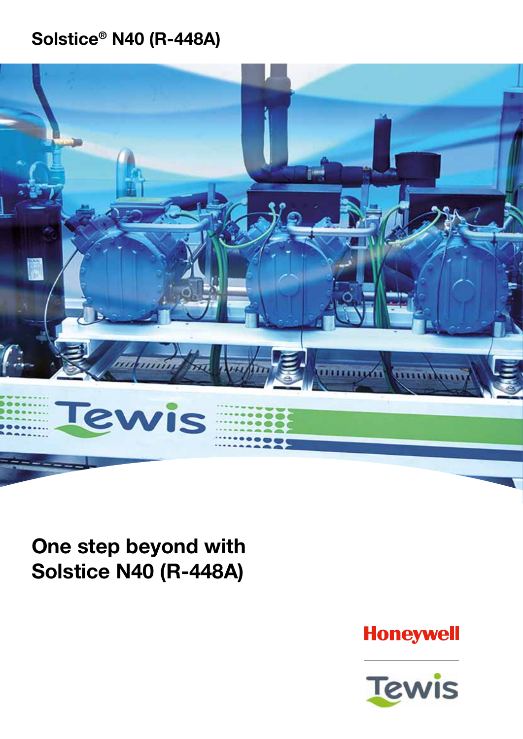Solstice® N40 (R-448A)

# One step beyond with Solstice N40 (R-448A)

Honeywell

Tewis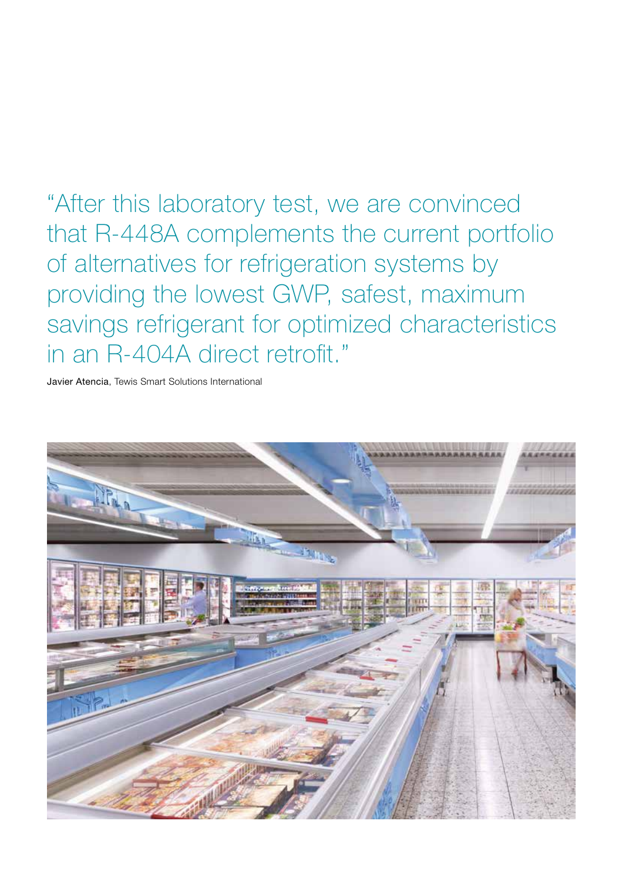> "After this laboratory test, we are convinced that R-448A complements the current portfolio of alternatives for refrigeration systems by providing the lowest GWP, safest, maximum savings refrigerant for optimized characteristics in an R-404A direct retrofit."

**Javier Atencia**, Tewis Smart Solutions International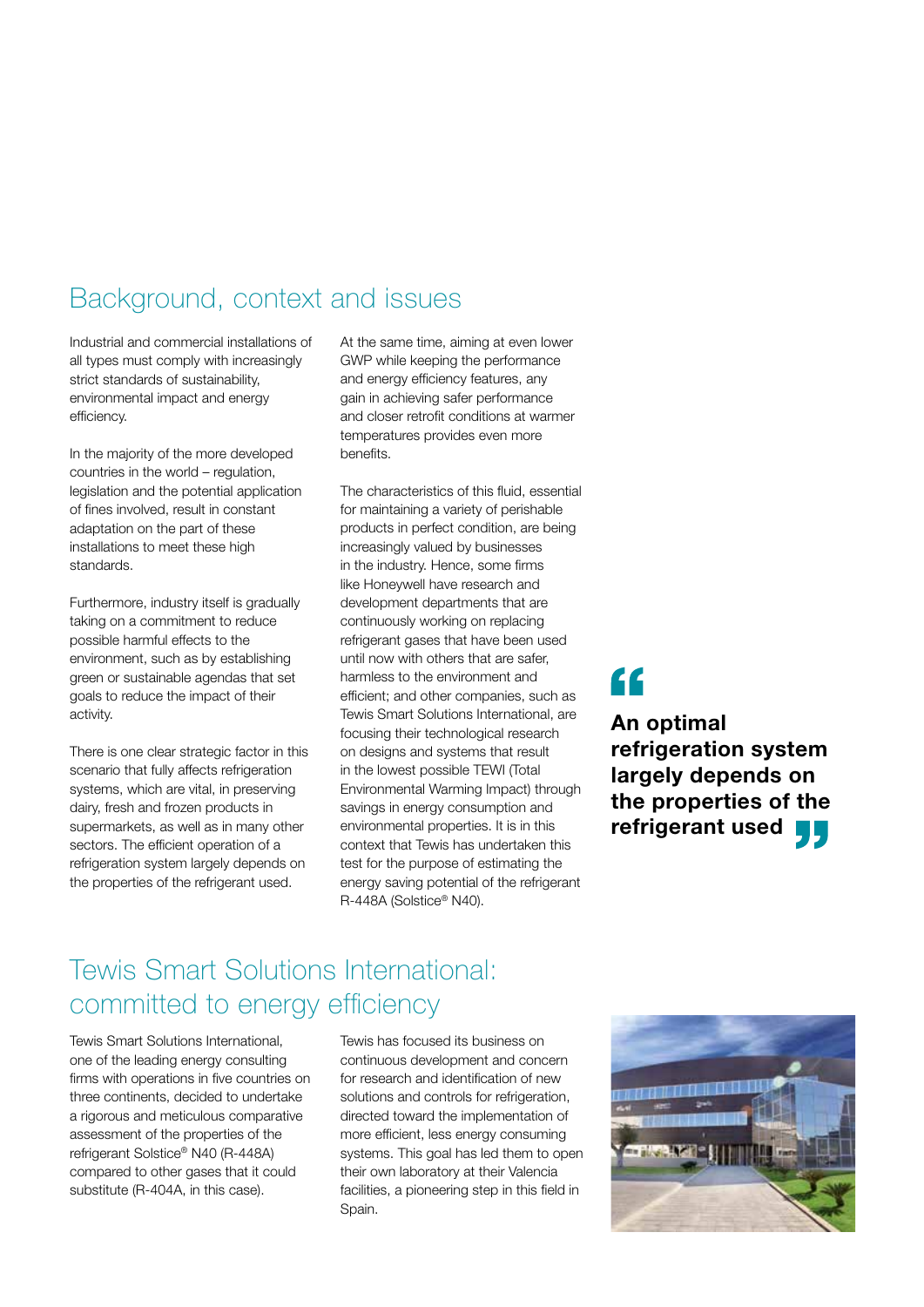## Background, context and issues

Industrial and commercial installations of all types must comply with increasingly strict standards of sustainability, environmental impact and energy efficiency.

In the majority of the more developed countries in the world – regulation, legislation and the potential application of fines involved, result in constant adaptation on the part of these installations to meet these high standards.

Furthermore, industry itself is gradually taking on a commitment to reduce possible harmful effects to the environment, such as by establishing green or sustainable agendas that set goals to reduce the impact of their activity.

There is one clear strategic factor in this scenario that fully affects refrigeration systems, which are vital, in preserving dairy, fresh and frozen products in supermarkets, as well as in many other sectors. The efficient operation of a refrigeration system largely depends on the properties of the refrigerant used.

At the same time, aiming at even lower GWP while keeping the performance and energy efficiency features, any gain in achieving safer performance and closer retrofit conditions at warmer temperatures provides even more benefits.

The characteristics of this fluid, essential for maintaining a variety of perishable products in perfect condition, are being increasingly valued by businesses in the industry. Hence, some firms like Honeywell have research and development departments that are continuously working on replacing refrigerant gases that have been used until now with others that are safer, harmless to the environment and efficient; and other companies, such as Tewis Smart Solutions International, are focusing their technological research on designs and systems that result in the lowest possible TEWI (Total Environmental Warming Impact) through savings in energy consumption and environmental properties. It is in this context that Tewis has undertaken this test for the purpose of estimating the energy saving potential of the refrigerant R-448A (Solstice® N40).

> **“An optimal refrigeration system largely depends on the properties of the refrigerant used”**

## Tewis Smart Solutions International: committed to energy efficiency

Tewis Smart Solutions International, one of the leading energy consulting firms with operations in five countries on three continents, decided to undertake a rigorous and meticulous comparative assessment of the properties of the refrigerant Solstice® N40 (R-448A) compared to other gases that it could substitute (R-404A, in this case).

Tewis has focused its business on continuous development and concern for research and identification of new solutions and controls for refrigeration, directed toward the implementation of more efficient, less energy consuming systems. This goal has led them to open their own laboratory at their Valencia facilities, a pioneering step in this field in Spain.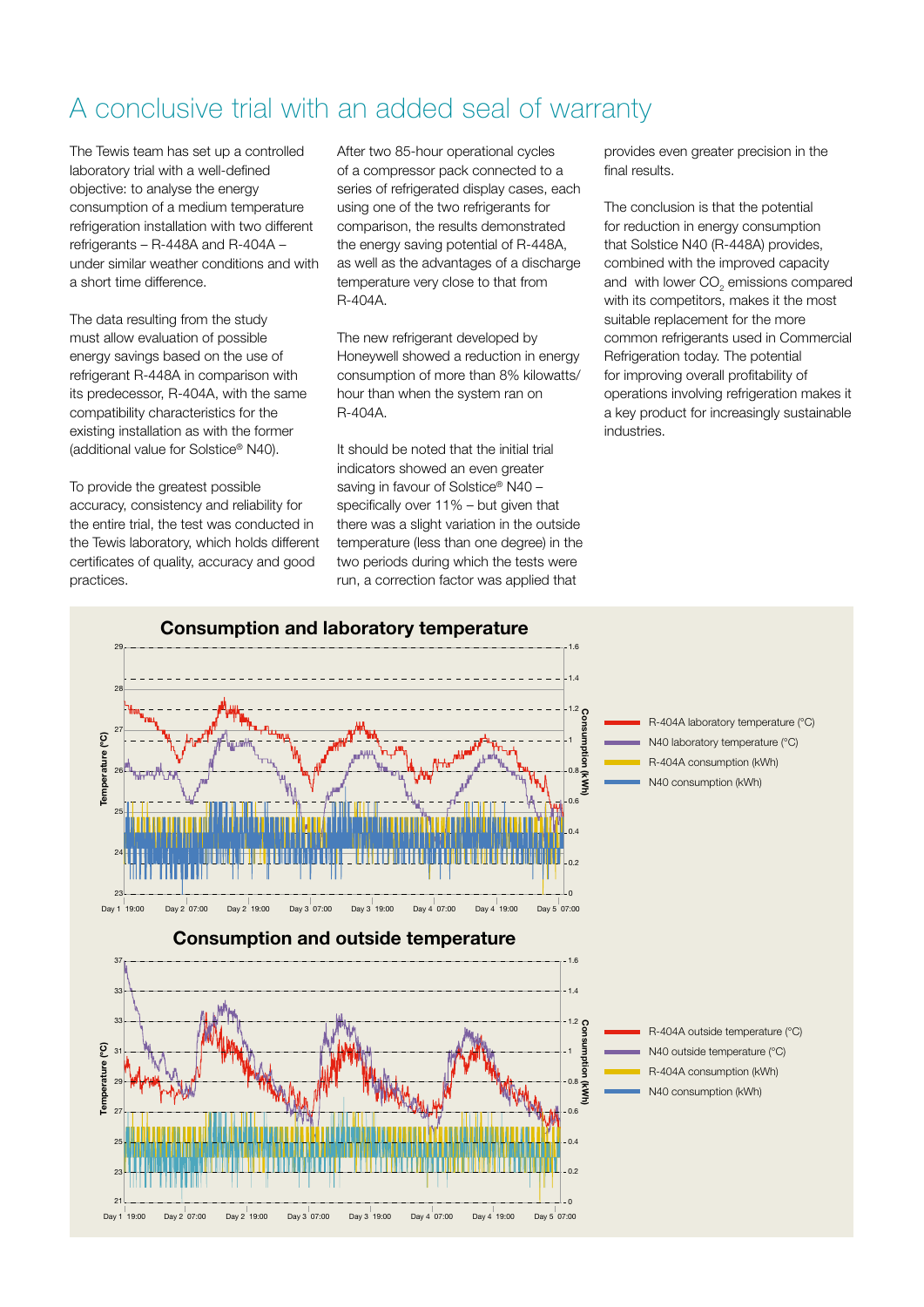# A conclusive trial with an added seal of warranty

The Tewis team has set up a controlled laboratory trial with a well-defined objective: to analyse the energy consumption of a medium temperature refrigeration installation with two different refrigerants – R-448A and R-404A – under similar weather conditions and with a short time difference.

The data resulting from the study must allow evaluation of possible energy savings based on the use of refrigerant R-448A in comparison with its predecessor, R-404A, with the same compatibility characteristics for the existing installation as with the former (additional value for Solstice® N40).

To provide the greatest possible accuracy, consistency and reliability for the entire trial, the test was conducted in the Tewis laboratory, which holds different certificates of quality, accuracy and good practices.

After two 85-hour operational cycles of a compressor pack connected to a series of refrigerated display cases, each using one of the two refrigerants for comparison, the results demonstrated the energy saving potential of R-448A, as well as the advantages of a discharge temperature very close to that from R-404A.

The new refrigerant developed by Honeywell showed a reduction in energy consumption of more than 8% kilowatts/hour than when the system ran on R-404A.

It should be noted that the initial trial indicators showed an even greater saving in favour of Solstice® N40 – specifically over 11% – but given that there was a slight variation in the outside temperature (less than one degree) in the two periods during which the tests were run, a correction factor was applied that provides even greater precision in the final results.

The conclusion is that the potential for reduction in energy consumption that Solstice N40 (R-448A) provides, combined with the improved capacity and with lower $CO_2$ emissions compared with its competitors, makes it the most suitable replacement for the more common refrigerants used in Commercial Refrigeration today. The potential for improving overall profitability of operations involving refrigeration makes it a key product for increasingly sustainable industries.

## Consumption and laboratory temperature

Legend: R-404A laboratory temperature (°C); N40 laboratory temperature (°C); R-404A consumption (kWh); N40 consumption (kWh)

Axes: Temperature (°C); Consumption (kWh); Day 1 19:00, Day 2 07:00, Day 2 19:00, Day 3 07:00, Day 3 19:00, Day 4 07:00, Day 4 19:00, Day 5 07:00

## Consumption and outside temperature

Legend: R-404A outside temperature (°C); N40 outside temperature (°C); R-404A consumption (kWh); N40 consumption (kWh)

Axes: Temperature (°C); Consumption (kWh); Day 1 19:00, Day 2 07:00, Day 2 19:00, Day 3 07:00, Day 3 19:00, Day 4 07:00, Day 4 19:00, Day 5 07:00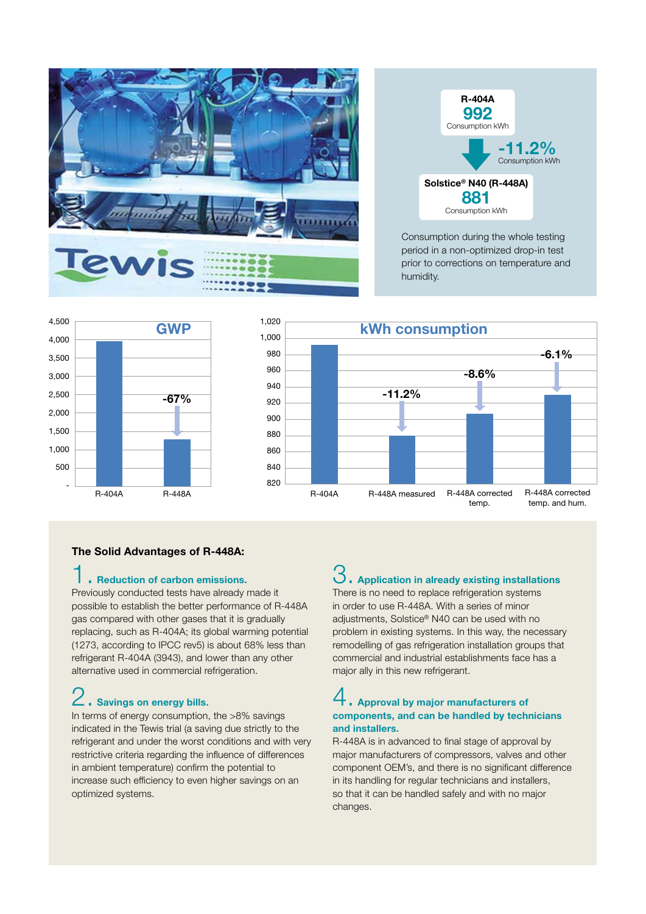**R-404A**
**992**
Consumption kWh

**-11.2%**
Consumption kWh

**Solstice® N40 (R-448A)**
**881**
Consumption kWh

Consumption during the whole testing period in a non-optimized drop-in test prior to corrections on temperature and humidity.

**GWP**

| | GWP |
|---|---|
| R-404A | ~3,943 |
| R-448A | ~1,273 (-67%) |

**kWh consumption**

| | kWh |
|---|---|
| R-404A | 992 |
| R-448A measured | -11.2% |
| R-448A corrected temp. | -8.6% |
| R-448A corrected temp. and hum. | -6.1% |

## The Solid Advantages of R-448A:

### 1. Reduction of carbon emissions.

Previously conducted tests have already made it possible to establish the better performance of R-448A gas compared with other gases that it is gradually replacing, such as R-404A; its global warming potential (1273, according to IPCC rev5) is about 68% less than refrigerant R-404A (3943), and lower than any other alternative used in commercial refrigeration.

### 2. Savings on energy bills.

In terms of energy consumption, the >8% savings indicated in the Tewis trial (a saving due strictly to the refrigerant and under the worst conditions and with very restrictive criteria regarding the influence of differences in ambient temperature) confirm the potential to increase such efficiency to even higher savings on an optimized systems.

### 3. Application in already existing installations

There is no need to replace refrigeration systems in order to use R-448A. With a series of minor adjustments, Solstice® N40 can be used with no problem in existing systems. In this way, the necessary remodelling of gas refrigeration installation groups that commercial and industrial establishments face has a major ally in this new refrigerant.

### 4. Approval by major manufacturers of components, and can be handled by technicians and installers.

R-448A is in advanced to final stage of approval by major manufacturers of compressors, valves and other component OEM's, and there is no significant difference in its handling for regular technicians and installers, so that it can be handled safely and with no major changes.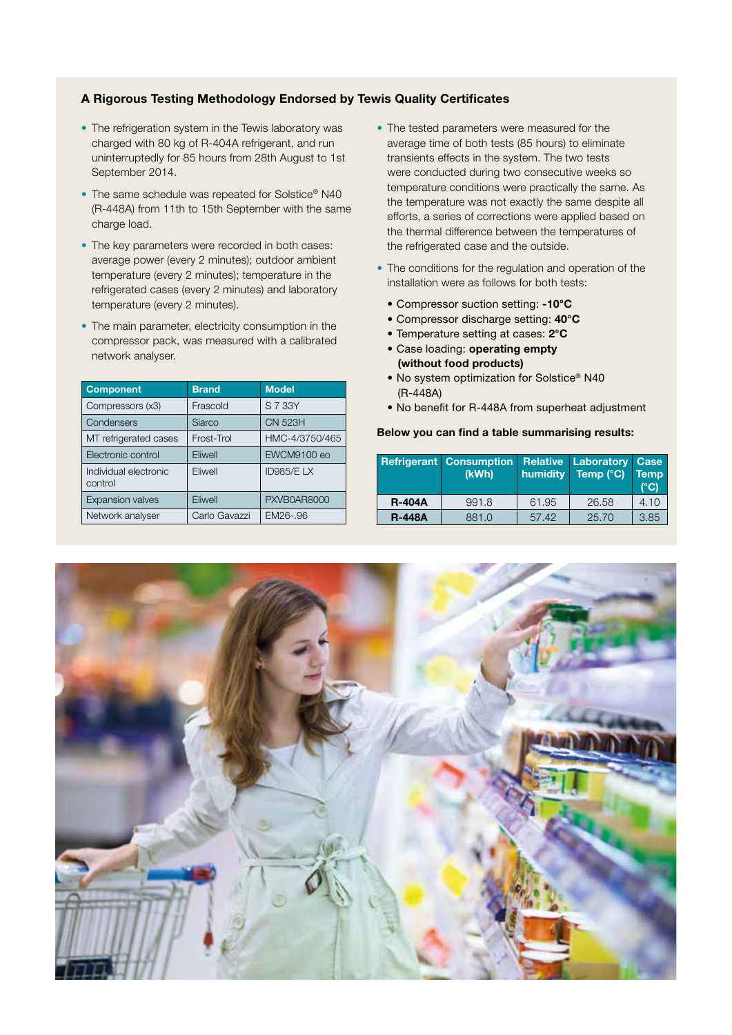### A Rigorous Testing Methodology Endorsed by Tewis Quality Certificates

- The refrigeration system in the Tewis laboratory was charged with 80 kg of R-404A refrigerant, and run uninterruptedly for 85 hours from 28th August to 1st September 2014.
- The same schedule was repeated for Solstice® N40 (R-448A) from 11th to 15th September with the same charge load.
- The key parameters were recorded in both cases: average power (every 2 minutes); outdoor ambient temperature (every 2 minutes); temperature in the refrigerated cases (every 2 minutes) and laboratory temperature (every 2 minutes).
- The main parameter, electricity consumption in the compressor pack, was measured with a calibrated network analyser.

| Component | Brand | Model |
|---|---|---|
| Compressors (x3) | Frascold | S 7 33Y |
| Condensers | Siarco | CN 523H |
| MT refrigerated cases | Frost-Trol | HMC-4/3750/465 |
| Electronic control | Eliwell | EWCM9100 eo |
| Individual electronic control | Eliwell | ID985/E LX |
| Expansion valves | Eliwell | PXVB0AR8000 |
| Network analyser | Carlo Gavazzi | EM26-.96 |

- The tested parameters were measured for the average time of both tests (85 hours) to eliminate transients effects in the system. The two tests were conducted during two consecutive weeks so temperature conditions were practically the same. As the temperature was not exactly the same despite all efforts, a series of corrections were applied based on the thermal difference between the temperatures of the refrigerated case and the outside.
- The conditions for the regulation and operation of the installation were as follows for both tests:
  - Compressor suction setting: **-10°C**
  - Compressor discharge setting: **40°C**
  - Temperature setting at cases: **2°C**
  - Case loading: **operating empty (without food products)**
  - No system optimization for Solstice® N40 (R-448A)
  - No benefit for R-448A from superheat adjustment

**Below you can find a table summarising results:**

| Refrigerant | Consumption (kWh) | Relative humidity | Laboratory Temp (°C) | Case Temp (°C) |
|---|---|---|---|---|
| **R-404A** | 991.8 | 61.95 | 26.58 | 4.10 |
| **R-448A** | 881.0 | 57.42 | 25.70 | 3.85 |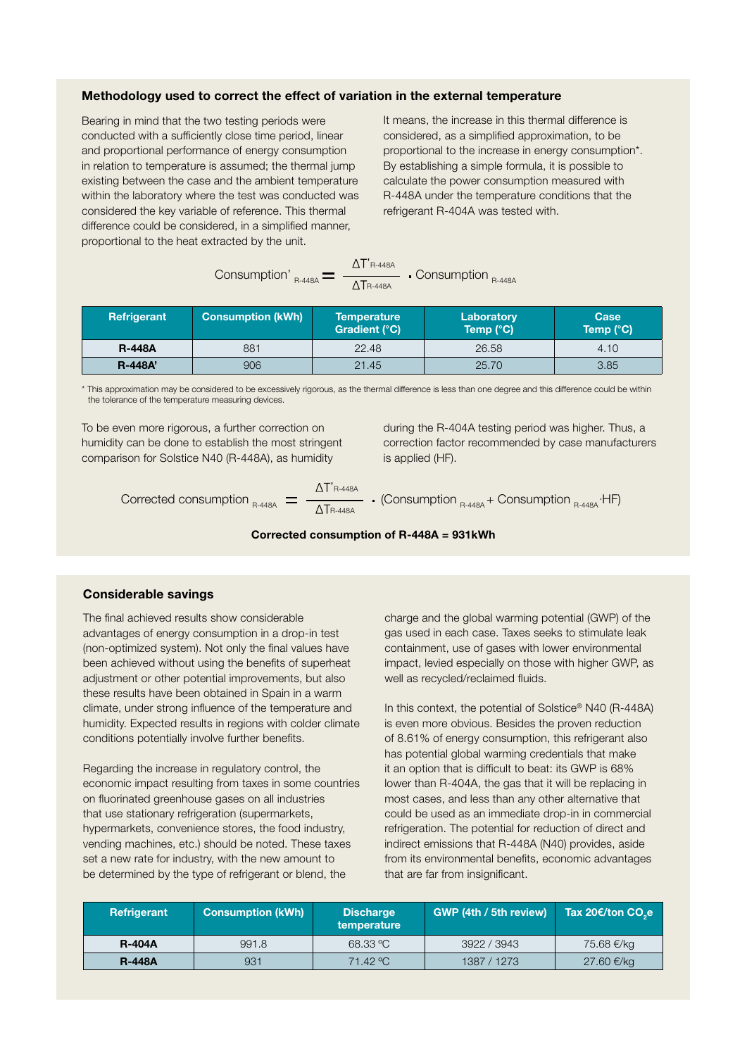### Methodology used to correct the effect of variation in the external temperature

Bearing in mind that the two testing periods were conducted with a sufficiently close time period, linear and proportional performance of energy consumption in relation to temperature is assumed; the thermal jump existing between the case and the ambient temperature within the laboratory where the test was conducted was considered the key variable of reference. This thermal difference could be considered, in a simplified manner, proportional to the heat extracted by the unit.

It means, the increase in this thermal difference is considered, as a simplified approximation, to be proportional to the increase in energy consumption*. By establishing a simple formula, it is possible to calculate the power consumption measured with R-448A under the temperature conditions that the refrigerant R-404A was tested with.

$$\text{Consumption}'_{R\text{-}448A} = \frac{\Delta T'_{R\text{-}448A}}{\Delta T_{R\text{-}448A}} \cdot \text{Consumption}_{R\text{-}448A}$$

| Refrigerant | Consumption (kWh) | Temperature Gradient (°C) | Laboratory Temp (°C) | Case Temp (°C) |
|---|---|---|---|---|
| **R-448A** | 881 | 22.48 | 26.58 | 4.10 |
| **R-448A'** | 906 | 21.45 | 25.70 | 3.85 |

\* This approximation may be considered to be excessively rigorous, as the thermal difference is less than one degree and this difference could be within the tolerance of the temperature measuring devices.

To be even more rigorous, a further correction on humidity can be done to establish the most stringent comparison for Solstice N40 (R-448A), as humidity during the R-404A testing period was higher. Thus, a correction factor recommended by case manufacturers is applied (HF).

$$\text{Corrected consumption}_{R\text{-}448A} = \frac{\Delta T'_{R\text{-}448A}}{\Delta T_{R\text{-}448A}} \cdot (\text{Consumption}_{R\text{-}448A} + \text{Consumption}_{R\text{-}448A} \cdot HF)$$

**Corrected consumption of R-448A = 931kWh**

### Considerable savings

The final achieved results show considerable advantages of energy consumption in a drop-in test (non-optimized system). Not only the final values have been achieved without using the benefits of superheat adjustment or other potential improvements, but also these results have been obtained in Spain in a warm climate, under strong influence of the temperature and humidity. Expected results in regions with colder climate conditions potentially involve further benefits.

Regarding the increase in regulatory control, the economic impact resulting from taxes in some countries on fluorinated greenhouse gases on all industries that use stationary refrigeration (supermarkets, hypermarkets, convenience stores, the food industry, vending machines, etc.) should be noted. These taxes set a new rate for industry, with the new amount to be determined by the type of refrigerant or blend, the charge and the global warming potential (GWP) of the gas used in each case. Taxes seeks to stimulate leak containment, use of gases with lower environmental impact, levied especially on those with higher GWP, as well as recycled/reclaimed fluids.

In this context, the potential of Solstice® N40 (R-448A) is even more obvious. Besides the proven reduction of 8.61% of energy consumption, this refrigerant also has potential global warming credentials that make it an option that is difficult to beat: its GWP is 68% lower than R-404A, the gas that it will be replacing in most cases, and less than any other alternative that could be used as an immediate drop-in in commercial refrigeration. The potential for reduction of direct and indirect emissions that R-448A (N40) provides, aside from its environmental benefits, economic advantages that are far from insignificant.

| Refrigerant | Consumption (kWh) | Discharge temperature | GWP (4th / 5th review) | Tax 20€/ton $CO_2e$ |
|---|---|---|---|---|
| **R-404A** | 991.8 | 68.33 °C | 3922 / 3943 | 75.68 €/kg |
| **R-448A** | 931 | 71.42 °C | 1387 / 1273 | 27.60 €/kg |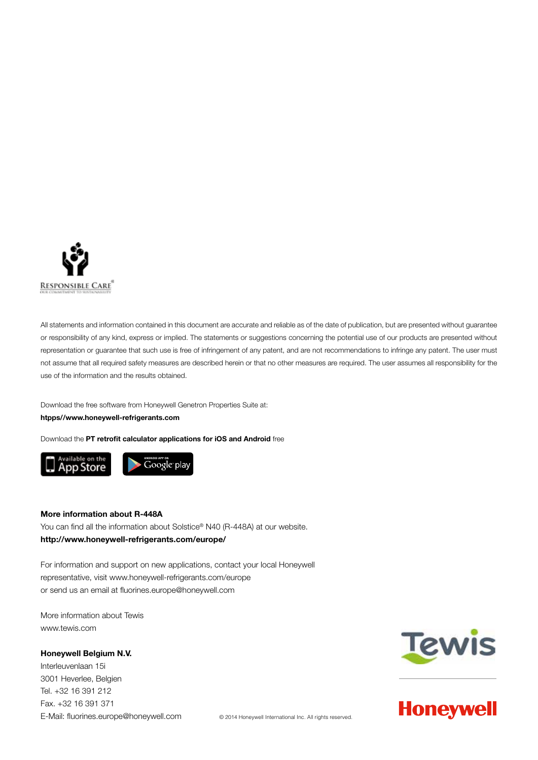RESPONSIBLE CARE®
OUR COMMITMENT TO SUSTAINABILITY

All statements and information contained in this document are accurate and reliable as of the date of publication, but are presented without guarantee or responsibility of any kind, express or implied. The statements or suggestions concerning the potential use of our products are presented without representation or guarantee that such use is free of infringement of any patent, and are not recommendations to infringe any patent. The user must not assume that all required safety measures are described herein or that no other measures are required. The user assumes all responsibility for the use of the information and the results obtained.

Download the free software from Honeywell Genetron Properties Suite at:
**htpps//www.honeywell-refrigerants.com**

Download the **PT retrofit calculator applications for iOS and Android** free

Available on the App Store

ANDROID APP ON Google play

**More information about R-448A**
You can find all the information about Solstice® N40 (R-448A) at our website.
**http://www.honeywell-refrigerants.com/europe/**

For information and support on new applications, contact your local Honeywell representative, visit www.honeywell-refrigerants.com/europe or send us an email at fluorines.europe@honeywell.com

More information about Tewis
www.tewis.com

**Honeywell Belgium N.V.**
Interleuvenlaan 15i
3001 Heverlee, Belgien
Tel. +32 16 391 212
Fax. +32 16 391 371
E-Mail: fluorines.europe@honeywell.com

© 2014 Honeywell International Inc. All rights reserved.

Tewis

Honeywell